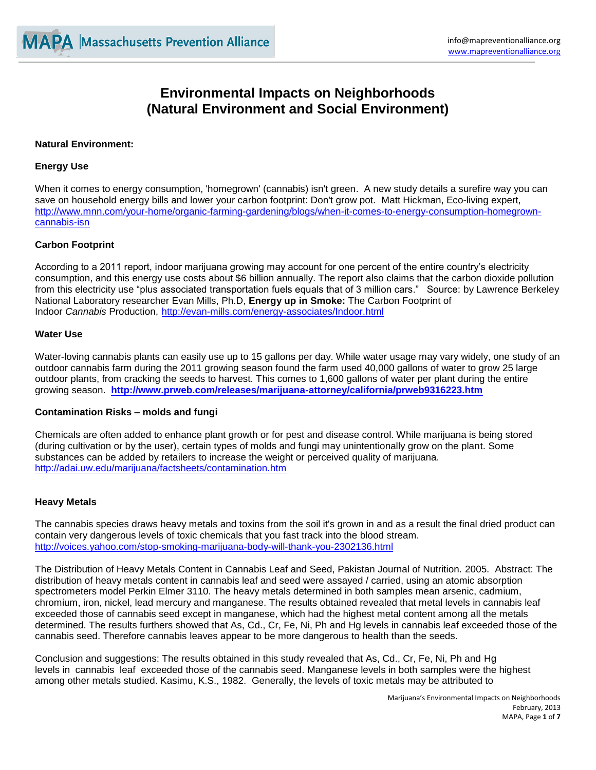# Environmental Impacts on Neighborhoods (Natural Environment and Social Environment)

## Natural Environment:

### Energy Use

When it comes to energy consumption, 'homegrown' (cannabis) isn't green. A new study details a surefire way you can save on household energy bills and lower your carbon footprint: Don't grow pot. Matt Hickman, Eco-living expert, http://www.mnn.com/your-home/organic-farming-gardening/blogs/when-it-comes-to-energy-consumption-homegrown-cannabis-isn

### Carbon Footprint

According to a 2011 report, indoor marijuana growing may account for one percent of the entire country's electricity consumption, and this energy use costs about $6 billion annually. The report also claims that the carbon dioxide pollution from this electricity use "plus associated transportation fuels equals that of 3 million cars." Source: by Lawrence Berkeley National Laboratory researcher Evan Mills, Ph.D, **Energy up in Smoke:** The Carbon Footprint of Indoor *Cannabis* Production, http://evan-mills.com/energy-associates/Indoor.html

### Water Use

Water-loving cannabis plants can easily use up to 15 gallons per day. While water usage may vary widely, one study of an outdoor cannabis farm during the 2011 growing season found the farm used 40,000 gallons of water to grow 25 large outdoor plants, from cracking the seeds to harvest. This comes to 1,600 gallons of water per plant during the entire growing season. **http://www.prweb.com/releases/marijuana-attorney/california/prweb9316223.htm**

### Contamination Risks – molds and fungi

Chemicals are often added to enhance plant growth or for pest and disease control. While marijuana is being stored (during cultivation or by the user), certain types of molds and fungi may unintentionally grow on the plant. Some substances can be added by retailers to increase the weight or perceived quality of marijuana. http://adai.uw.edu/marijuana/factsheets/contamination.htm

### Heavy Metals

The cannabis species draws heavy metals and toxins from the soil it's grown in and as a result the final dried product can contain very dangerous levels of toxic chemicals that you fast track into the blood stream. http://voices.yahoo.com/stop-smoking-marijuana-body-will-thank-you-2302136.html

The Distribution of Heavy Metals Content in Cannabis Leaf and Seed, Pakistan Journal of Nutrition. 2005. Abstract: The distribution of heavy metals content in cannabis leaf and seed were assayed / carried, using an atomic absorption spectrometers model Perkin Elmer 3110. The heavy metals determined in both samples mean arsenic, cadmium, chromium, iron, nickel, lead mercury and manganese. The results obtained revealed that metal levels in cannabis leaf exceeded those of cannabis seed except in manganese, which had the highest metal content among all the metals determined. The results furthers showed that As, Cd., Cr, Fe, Ni, Ph and Hg levels in cannabis leaf exceeded those of the cannabis seed. Therefore cannabis leaves appear to be more dangerous to health than the seeds.

Conclusion and suggestions: The results obtained in this study revealed that As, Cd., Cr, Fe, Ni, Ph and Hg levels in cannabis leaf exceeded those of the cannabis seed. Manganese levels in both samples were the highest among other metals studied. Kasimu, K.S., 1982. Generally, the levels of toxic metals may be attributed to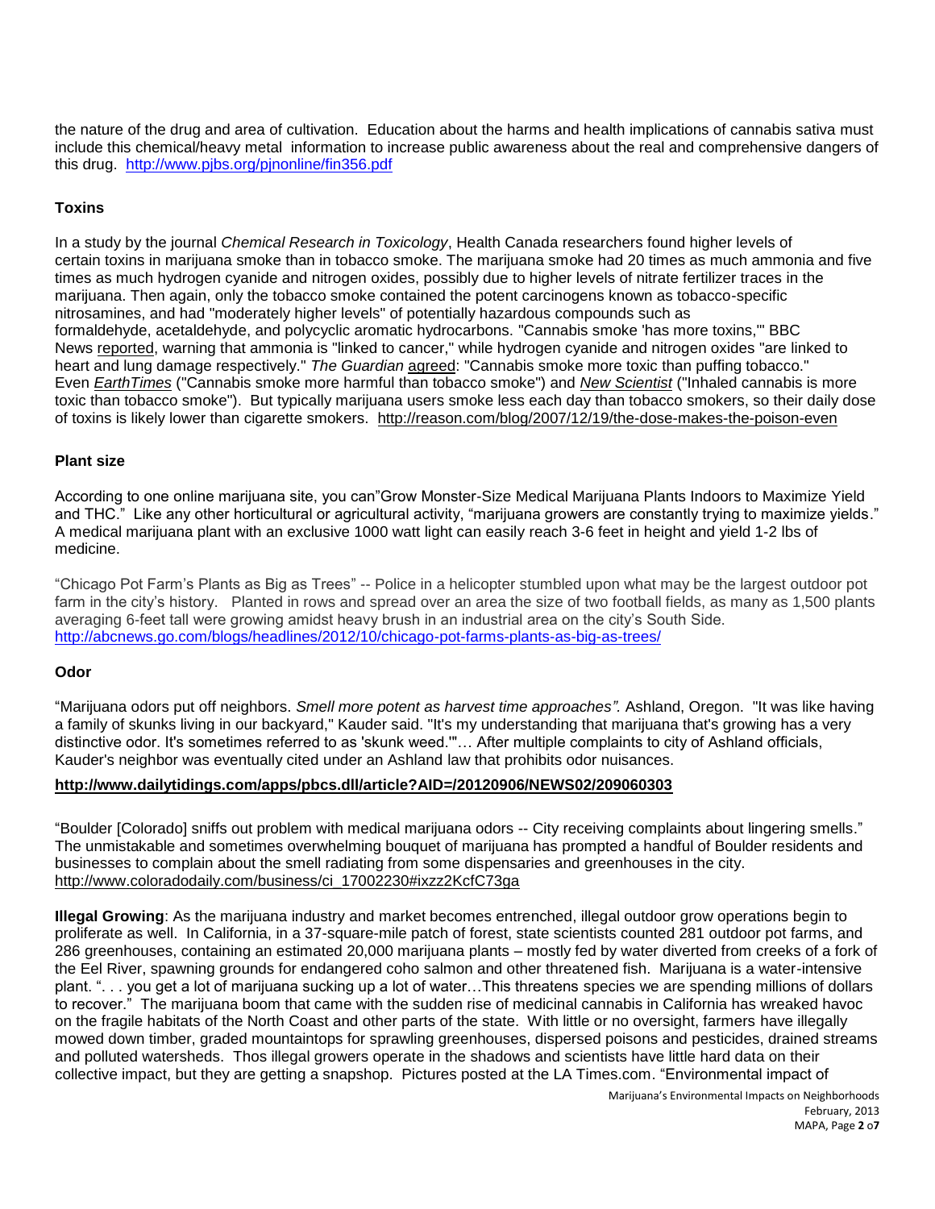the nature of the drug and area of cultivation. Education about the harms and health implications of cannabis sativa must include this chemical/heavy metal information to increase public awareness about the real and comprehensive dangers of this drug. http://www.pjbs.org/pjnonline/fin356.pdf

**Toxins**

In a study by the journal *Chemical Research in Toxicology*, Health Canada researchers found higher levels of certain toxins in marijuana smoke than in tobacco smoke. The marijuana smoke had 20 times as much ammonia and five times as much hydrogen cyanide and nitrogen oxides, possibly due to higher levels of nitrate fertilizer traces in the marijuana. Then again, only the tobacco smoke contained the potent carcinogens known as tobacco-specific nitrosamines, and had "moderately higher levels" of potentially hazardous compounds such as formaldehyde, acetaldehyde, and polycyclic aromatic hydrocarbons. "Cannabis smoke 'has more toxins,'" BBC News reported, warning that ammonia is "linked to cancer," while hydrogen cyanide and nitrogen oxides "are linked to heart and lung damage respectively." *The Guardian* agreed: "Cannabis smoke more toxic than puffing tobacco." Even *EarthTimes* ("Cannabis smoke more harmful than tobacco smoke") and *New Scientist* ("Inhaled cannabis is more toxic than tobacco smoke"). But typically marijuana users smoke less each day than tobacco smokers, so their daily dose of toxins is likely lower than cigarette smokers. http://reason.com/blog/2007/12/19/the-dose-makes-the-poison-even

**Plant size**

According to one online marijuana site, you can"Grow Monster-Size Medical Marijuana Plants Indoors to Maximize Yield and THC." Like any other horticultural or agricultural activity, "marijuana growers are constantly trying to maximize yields." A medical marijuana plant with an exclusive 1000 watt light can easily reach 3-6 feet in height and yield 1-2 lbs of medicine.

"Chicago Pot Farm's Plants as Big as Trees" -- Police in a helicopter stumbled upon what may be the largest outdoor pot farm in the city's history. Planted in rows and spread over an area the size of two football fields, as many as 1,500 plants averaging 6-feet tall were growing amidst heavy brush in an industrial area on the city's South Side. http://abcnews.go.com/blogs/headlines/2012/10/chicago-pot-farms-plants-as-big-as-trees/

**Odor**

"Marijuana odors put off neighbors. *Smell more potent as harvest time approaches".* Ashland, Oregon. "It was like having a family of skunks living in our backyard," Kauder said. "It's my understanding that marijuana that's growing has a very distinctive odor. It's sometimes referred to as 'skunk weed.'"… After multiple complaints to city of Ashland officials, Kauder's neighbor was eventually cited under an Ashland law that prohibits odor nuisances.

**http://www.dailytidings.com/apps/pbcs.dll/article?AID=/20120906/NEWS02/209060303**

"Boulder [Colorado] sniffs out problem with medical marijuana odors -- City receiving complaints about lingering smells." The unmistakable and sometimes overwhelming bouquet of marijuana has prompted a handful of Boulder residents and businesses to complain about the smell radiating from some dispensaries and greenhouses in the city. http://www.coloradodaily.com/business/ci_17002230#ixzz2KcfC73ga

**Illegal Growing**: As the marijuana industry and market becomes entrenched, illegal outdoor grow operations begin to proliferate as well. In California, in a 37-square-mile patch of forest, state scientists counted 281 outdoor pot farms, and 286 greenhouses, containing an estimated 20,000 marijuana plants – mostly fed by water diverted from creeks of a fork of the Eel River, spawning grounds for endangered coho salmon and other threatened fish. Marijuana is a water-intensive plant. ". . . you get a lot of marijuana sucking up a lot of water…This threatens species we are spending millions of dollars to recover." The marijuana boom that came with the sudden rise of medicinal cannabis in California has wreaked havoc on the fragile habitats of the North Coast and other parts of the state. With little or no oversight, farmers have illegally mowed down timber, graded mountaintops for sprawling greenhouses, dispersed poisons and pesticides, drained streams and polluted watersheds. Thos illegal growers operate in the shadows and scientists have little hard data on their collective impact, but they are getting a snapshop. Pictures posted at the LA Times.com. "Environmental impact of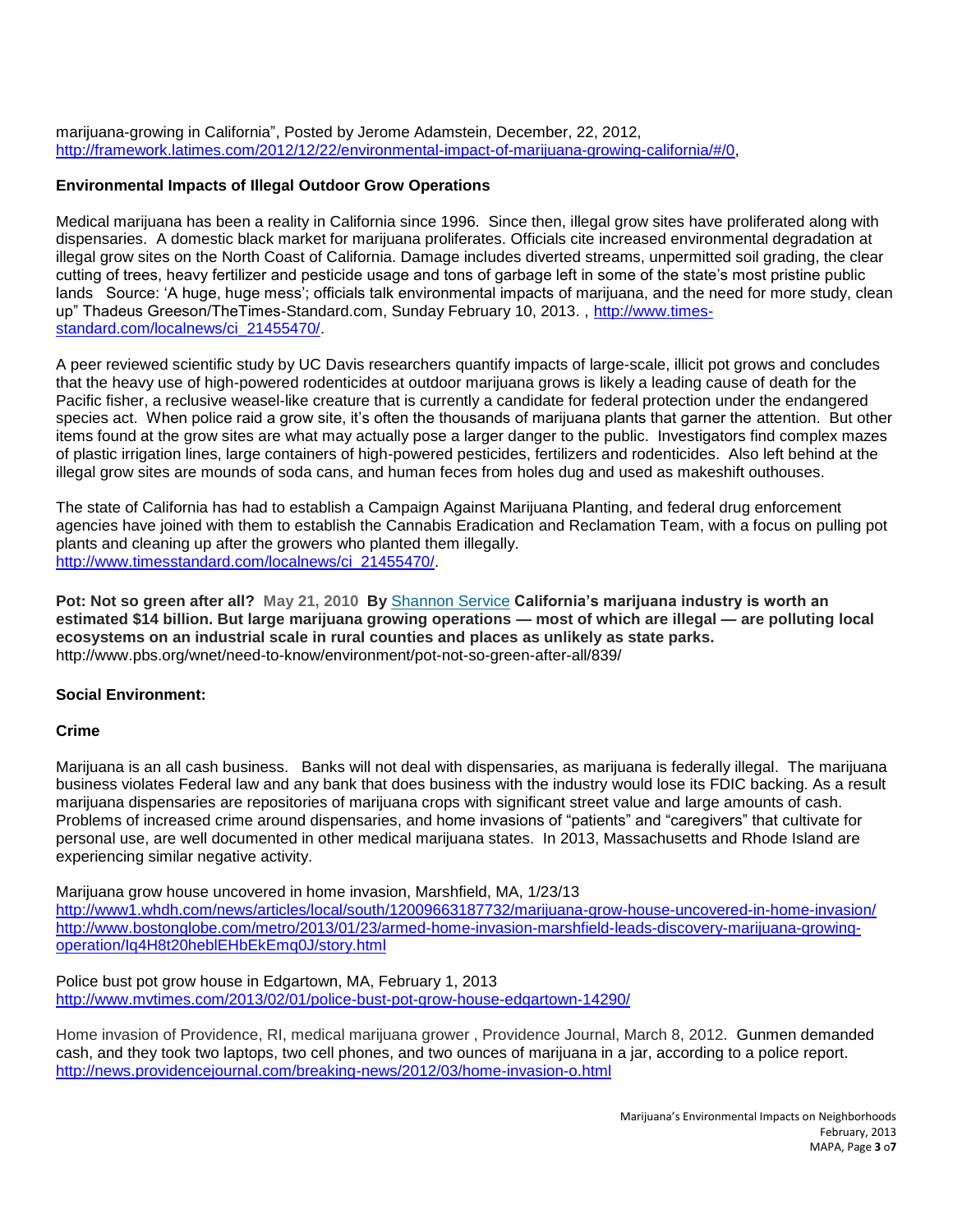marijuana-growing in California", Posted by Jerome Adamstein, December, 22, 2012, http://framework.latimes.com/2012/12/22/environmental-impact-of-marijuana-growing-california/#/0,

**Environmental Impacts of Illegal Outdoor Grow Operations**

Medical marijuana has been a reality in California since 1996. Since then, illegal grow sites have proliferated along with dispensaries. A domestic black market for marijuana proliferates. Officials cite increased environmental degradation at illegal grow sites on the North Coast of California. Damage includes diverted streams, unpermitted soil grading, the clear cutting of trees, heavy fertilizer and pesticide usage and tons of garbage left in some of the state's most pristine public lands Source: 'A huge, huge mess'; officials talk environmental impacts of marijuana, and the need for more study, clean up" Thadeus Greeson/TheTimes-Standard.com, Sunday February 10, 2013. , http://www.times-standard.com/localnews/ci_21455470/.

A peer reviewed scientific study by UC Davis researchers quantify impacts of large-scale, illicit pot grows and concludes that the heavy use of high-powered rodenticides at outdoor marijuana grows is likely a leading cause of death for the Pacific fisher, a reclusive weasel-like creature that is currently a candidate for federal protection under the endangered species act. When police raid a grow site, it's often the thousands of marijuana plants that garner the attention. But other items found at the grow sites are what may actually pose a larger danger to the public. Investigators find complex mazes of plastic irrigation lines, large containers of high-powered pesticides, fertilizers and rodenticides. Also left behind at the illegal grow sites are mounds of soda cans, and human feces from holes dug and used as makeshift outhouses.

The state of California has had to establish a Campaign Against Marijuana Planting, and federal drug enforcement agencies have joined with them to establish the Cannabis Eradication and Reclamation Team, with a focus on pulling pot plants and cleaning up after the growers who planted them illegally. http://www.timesstandard.com/localnews/ci_21455470/.

**Pot: Not so green after all?** May 21, 2010 **By** Shannon Service **California's marijuana industry is worth an estimated $14 billion. But large marijuana growing operations — most of which are illegal — are polluting local ecosystems on an industrial scale in rural counties and places as unlikely as state parks.**
http://www.pbs.org/wnet/need-to-know/environment/pot-not-so-green-after-all/839/

**Social Environment:**

**Crime**

Marijuana is an all cash business. Banks will not deal with dispensaries, as marijuana is federally illegal. The marijuana business violates Federal law and any bank that does business with the industry would lose its FDIC backing. As a result marijuana dispensaries are repositories of marijuana crops with significant street value and large amounts of cash. Problems of increased crime around dispensaries, and home invasions of "patients" and "caregivers" that cultivate for personal use, are well documented in other medical marijuana states. In 2013, Massachusetts and Rhode Island are experiencing similar negative activity.

Marijuana grow house uncovered in home invasion, Marshfield, MA, 1/23/13
http://www1.whdh.com/news/articles/local/south/12009663187732/marijuana-grow-house-uncovered-in-home-invasion/
http://www.bostonglobe.com/metro/2013/01/23/armed-home-invasion-marshfield-leads-discovery-marijuana-growing-operation/Iq4H8t20heblEHbEkEmq0J/story.html

Police bust pot grow house in Edgartown, MA, February 1, 2013
http://www.mvtimes.com/2013/02/01/police-bust-pot-grow-house-edgartown-14290/

Home invasion of Providence, RI, medical marijuana grower , Providence Journal, March 8, 2012. Gunmen demanded cash, and they took two laptops, two cell phones, and two ounces of marijuana in a jar, according to a police report.
http://news.providencejournal.com/breaking-news/2012/03/home-invasion-o.html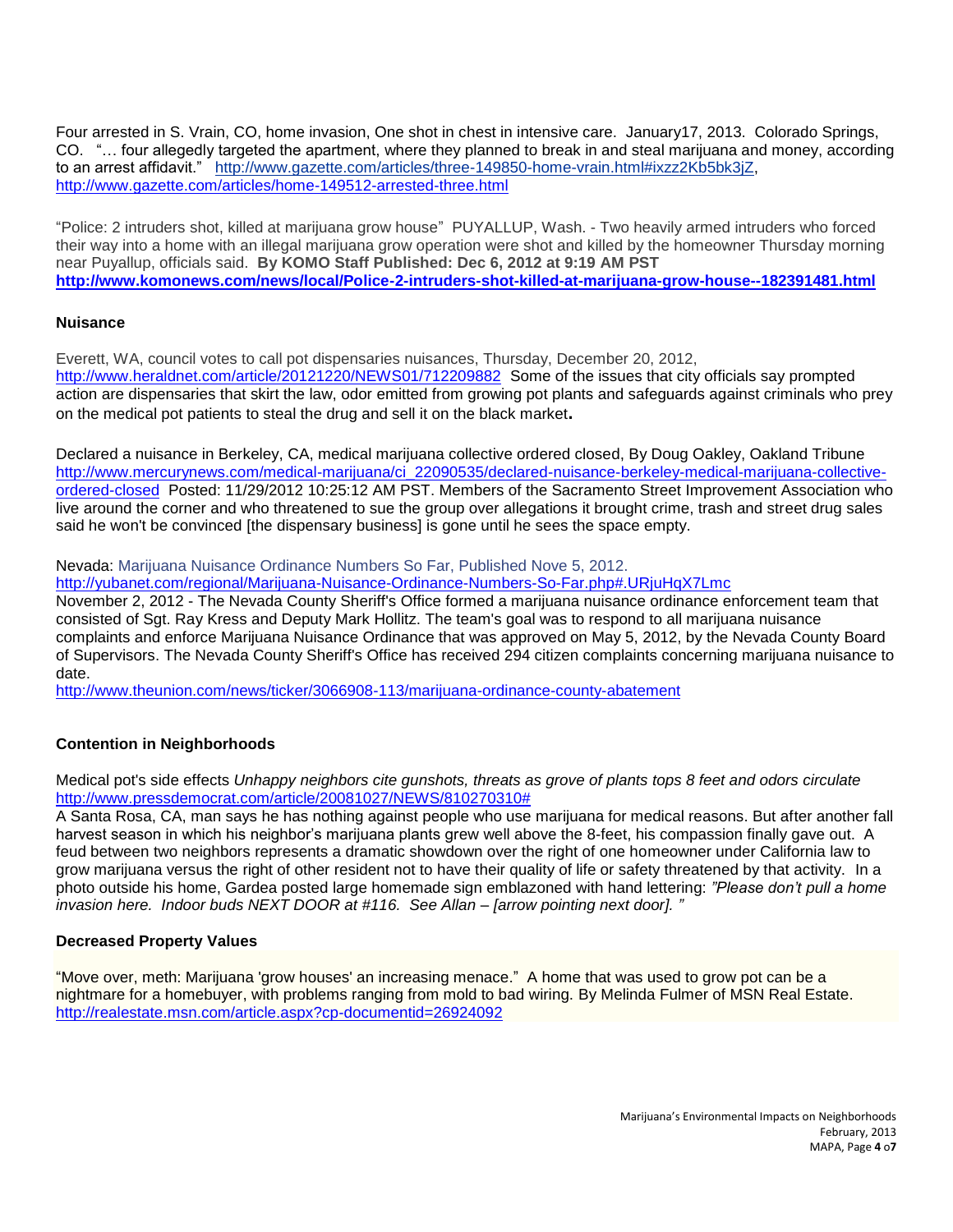Four arrested in S. Vrain, CO, home invasion, One shot in chest in intensive care. January17, 2013. Colorado Springs, CO. "… four allegedly targeted the apartment, where they planned to break in and steal marijuana and money, according to an arrest affidavit." http://www.gazette.com/articles/three-149850-home-vrain.html#ixzz2Kb5bk3jZ, http://www.gazette.com/articles/home-149512-arrested-three.html

"Police: 2 intruders shot, killed at marijuana grow house" PUYALLUP, Wash. - Two heavily armed intruders who forced their way into a home with an illegal marijuana grow operation were shot and killed by the homeowner Thursday morning near Puyallup, officials said. **By KOMO Staff Published: Dec 6, 2012 at 9:19 AM PST**
**http://www.komonews.com/news/local/Police-2-intruders-shot-killed-at-marijuana-grow-house--182391481.html**

**Nuisance**

Everett, WA, council votes to call pot dispensaries nuisances, Thursday, December 20, 2012, http://www.heraldnet.com/article/20121220/NEWS01/712209882 Some of the issues that city officials say prompted action are dispensaries that skirt the law, odor emitted from growing pot plants and safeguards against criminals who prey on the medical pot patients to steal the drug and sell it on the black market**.**

Declared a nuisance in Berkeley, CA, medical marijuana collective ordered closed, By Doug Oakley, Oakland Tribune http://www.mercurynews.com/medical-marijuana/ci_22090535/declared-nuisance-berkeley-medical-marijuana-collective-ordered-closed Posted: 11/29/2012 10:25:12 AM PST. Members of the Sacramento Street Improvement Association who live around the corner and who threatened to sue the group over allegations it brought crime, trash and street drug sales said he won't be convinced [the dispensary business] is gone until he sees the space empty.

Nevada: Marijuana Nuisance Ordinance Numbers So Far, Published Nove 5, 2012.
http://yubanet.com/regional/Marijuana-Nuisance-Ordinance-Numbers-So-Far.php#.URjuHqX7Lmc
November 2, 2012 - The Nevada County Sheriff's Office formed a marijuana nuisance ordinance enforcement team that consisted of Sgt. Ray Kress and Deputy Mark Hollitz. The team's goal was to respond to all marijuana nuisance complaints and enforce Marijuana Nuisance Ordinance that was approved on May 5, 2012, by the Nevada County Board of Supervisors. The Nevada County Sheriff's Office has received 294 citizen complaints concerning marijuana nuisance to date.
http://www.theunion.com/news/ticker/3066908-113/marijuana-ordinance-county-abatement

**Contention in Neighborhoods**

Medical pot's side effects *Unhappy neighbors cite gunshots, threats as grove of plants tops 8 feet and odors circulate*
http://www.pressdemocrat.com/article/20081027/NEWS/810270310#
A Santa Rosa, CA, man says he has nothing against people who use marijuana for medical reasons. But after another fall harvest season in which his neighbor's marijuana plants grew well above the 8-feet, his compassion finally gave out. A feud between two neighbors represents a dramatic showdown over the right of one homeowner under California law to grow marijuana versus the right of other resident not to have their quality of life or safety threatened by that activity. In a photo outside his home, Gardea posted large homemade sign emblazoned with hand lettering: *"Please don't pull a home invasion here. Indoor buds NEXT DOOR at #116. See Allan – [arrow pointing next door]. "*

**Decreased Property Values**

"Move over, meth: Marijuana 'grow houses' an increasing menace." A home that was used to grow pot can be a nightmare for a homebuyer, with problems ranging from mold to bad wiring. By Melinda Fulmer of MSN Real Estate. http://realestate.msn.com/article.aspx?cp-documentid=26924092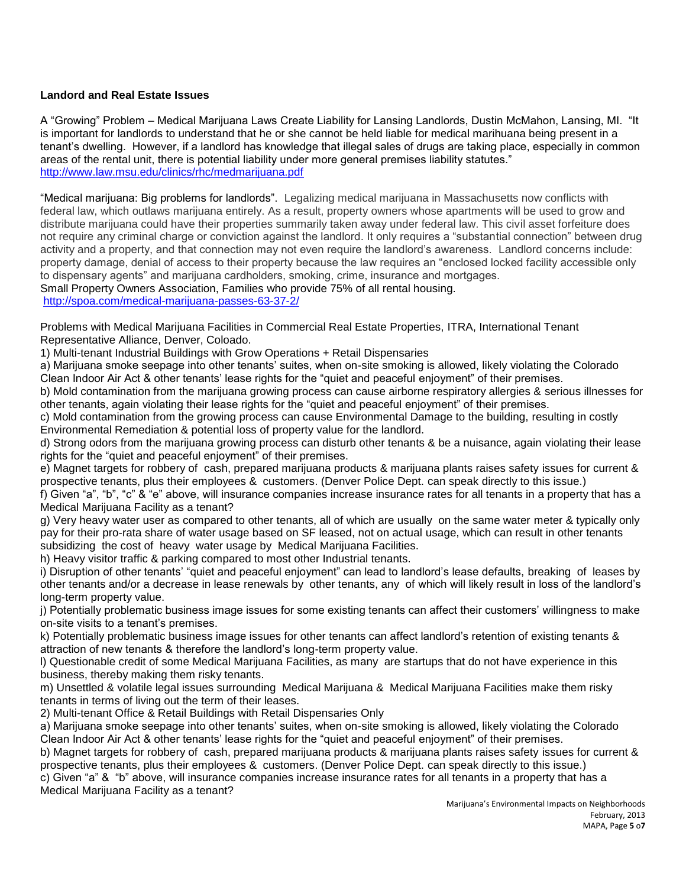**Landord and Real Estate Issues**

A "Growing" Problem – Medical Marijuana Laws Create Liability for Lansing Landlords, Dustin McMahon, Lansing, MI. "It is important for landlords to understand that he or she cannot be held liable for medical marihuana being present in a tenant's dwelling. However, if a landlord has knowledge that illegal sales of drugs are taking place, especially in common areas of the rental unit, there is potential liability under more general premises liability statutes."
http://www.law.msu.edu/clinics/rhc/medmarijuana.pdf

"Medical marijuana: Big problems for landlords". Legalizing medical marijuana in Massachusetts now conflicts with federal law, which outlaws marijuana entirely. As a result, property owners whose apartments will be used to grow and distribute marijuana could have their properties summarily taken away under federal law. This civil asset forfeiture does not require any criminal charge or conviction against the landlord. It only requires a "substantial connection" between drug activity and a property, and that connection may not even require the landlord's awareness. Landlord concerns include: property damage, denial of access to their property because the law requires an "enclosed locked facility accessible only to dispensary agents" and marijuana cardholders, smoking, crime, insurance and mortgages.
Small Property Owners Association, Families who provide 75% of all rental housing.
http://spoa.com/medical-marijuana-passes-63-37-2/

Problems with Medical Marijuana Facilities in Commercial Real Estate Properties, ITRA, International Tenant Representative Alliance, Denver, Coloado.

1) Multi-tenant Industrial Buildings with Grow Operations + Retail Dispensaries

a) Marijuana smoke seepage into other tenants' suites, when on-site smoking is allowed, likely violating the Colorado Clean Indoor Air Act & other tenants' lease rights for the "quiet and peaceful enjoyment" of their premises.

b) Mold contamination from the marijuana growing process can cause airborne respiratory allergies & serious illnesses for other tenants, again violating their lease rights for the "quiet and peaceful enjoyment" of their premises.

c) Mold contamination from the growing process can cause Environmental Damage to the building, resulting in costly Environmental Remediation & potential loss of property value for the landlord.

d) Strong odors from the marijuana growing process can disturb other tenants & be a nuisance, again violating their lease rights for the "quiet and peaceful enjoyment" of their premises.

e) Magnet targets for robbery of cash, prepared marijuana products & marijuana plants raises safety issues for current & prospective tenants, plus their employees & customers. (Denver Police Dept. can speak directly to this issue.)

f) Given "a", "b", "c" & "e" above, will insurance companies increase insurance rates for all tenants in a property that has a Medical Marijuana Facility as a tenant?

g) Very heavy water user as compared to other tenants, all of which are usually on the same water meter & typically only pay for their pro-rata share of water usage based on SF leased, not on actual usage, which can result in other tenants subsidizing the cost of heavy water usage by Medical Marijuana Facilities.

h) Heavy visitor traffic & parking compared to most other Industrial tenants.

i) Disruption of other tenants' "quiet and peaceful enjoyment" can lead to landlord's lease defaults, breaking of leases by other tenants and/or a decrease in lease renewals by other tenants, any of which will likely result in loss of the landlord's long-term property value.

j) Potentially problematic business image issues for some existing tenants can affect their customers' willingness to make on-site visits to a tenant's premises.

k) Potentially problematic business image issues for other tenants can affect landlord's retention of existing tenants & attraction of new tenants & therefore the landlord's long-term property value.

l) Questionable credit of some Medical Marijuana Facilities, as many are startups that do not have experience in this business, thereby making them risky tenants.

m) Unsettled & volatile legal issues surrounding Medical Marijuana & Medical Marijuana Facilities make them risky tenants in terms of living out the term of their leases.

2) Multi-tenant Office & Retail Buildings with Retail Dispensaries Only

a) Marijuana smoke seepage into other tenants' suites, when on-site smoking is allowed, likely violating the Colorado Clean Indoor Air Act & other tenants' lease rights for the "quiet and peaceful enjoyment" of their premises.

b) Magnet targets for robbery of cash, prepared marijuana products & marijuana plants raises safety issues for current & prospective tenants, plus their employees & customers. (Denver Police Dept. can speak directly to this issue.)

c) Given "a" & "b" above, will insurance companies increase insurance rates for all tenants in a property that has a Medical Marijuana Facility as a tenant?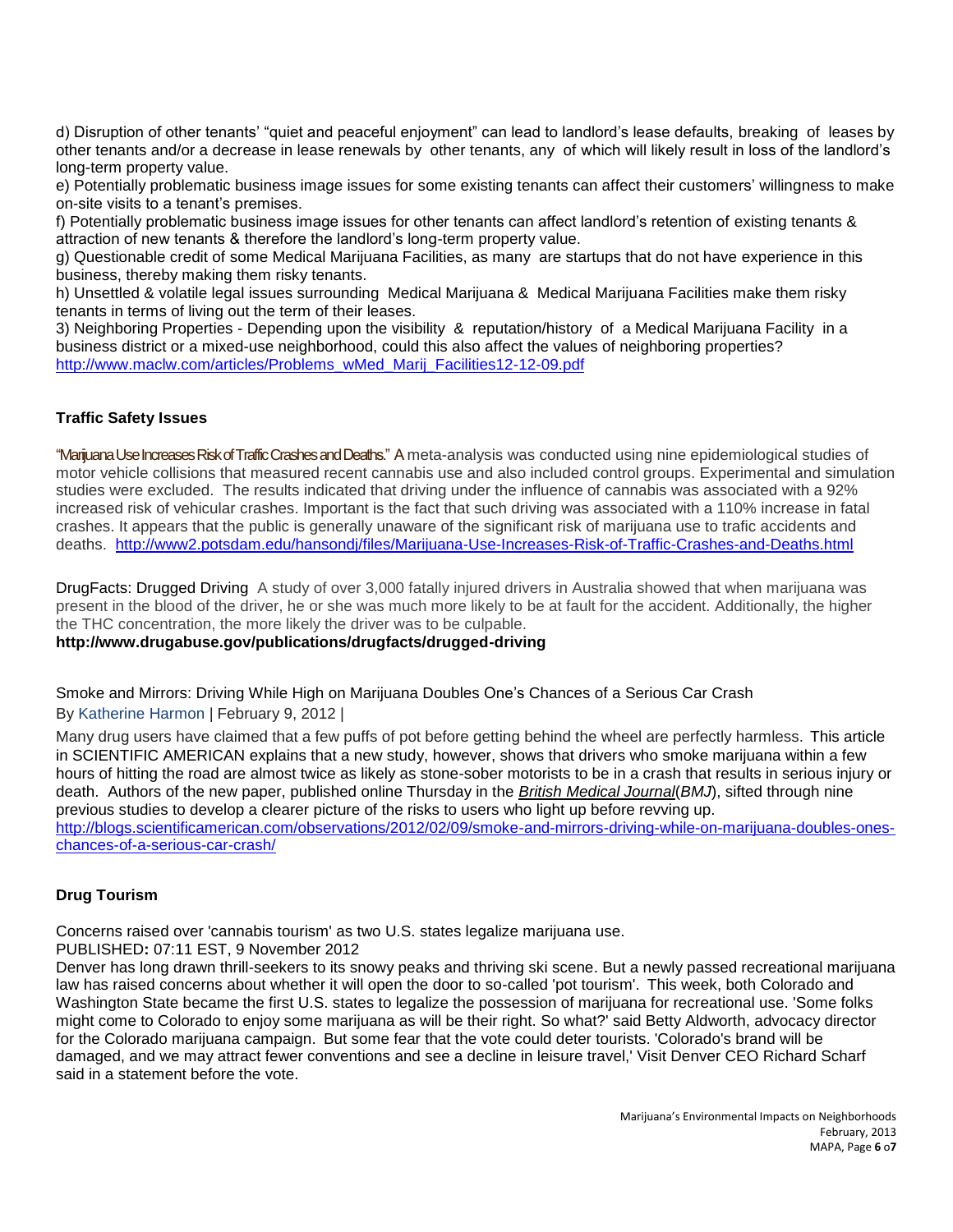d) Disruption of other tenants' "quiet and peaceful enjoyment" can lead to landlord's lease defaults, breaking of leases by other tenants and/or a decrease in lease renewals by other tenants, any of which will likely result in loss of the landlord's long-term property value.

e) Potentially problematic business image issues for some existing tenants can affect their customers' willingness to make on-site visits to a tenant's premises.

f) Potentially problematic business image issues for other tenants can affect landlord's retention of existing tenants & attraction of new tenants & therefore the landlord's long-term property value.

g) Questionable credit of some Medical Marijuana Facilities, as many are startups that do not have experience in this business, thereby making them risky tenants.

h) Unsettled & volatile legal issues surrounding Medical Marijuana & Medical Marijuana Facilities make them risky tenants in terms of living out the term of their leases.

3) Neighboring Properties - Depending upon the visibility & reputation/history of a Medical Marijuana Facility in a business district or a mixed-use neighborhood, could this also affect the values of neighboring properties?
http://www.maclw.com/articles/Problems_wMed_Marij_Facilities12-12-09.pdf

### Traffic Safety Issues

"Marijuana Use Increases Risk of Traffic Crashes and Deaths." A meta-analysis was conducted using nine epidemiological studies of motor vehicle collisions that measured recent cannabis use and also included control groups. Experimental and simulation studies were excluded. The results indicated that driving under the influence of cannabis was associated with a 92% increased risk of vehicular crashes. Important is the fact that such driving was associated with a 110% increase in fatal crashes. It appears that the public is generally unaware of the significant risk of marijuana use to trafic accidents and deaths. http://www2.potsdam.edu/hansondj/files/Marijuana-Use-Increases-Risk-of-Traffic-Crashes-and-Deaths.html

DrugFacts: Drugged Driving A study of over 3,000 fatally injured drivers in Australia showed that when marijuana was present in the blood of the driver, he or she was much more likely to be at fault for the accident. Additionally, the higher the THC concentration, the more likely the driver was to be culpable.
**http://www.drugabuse.gov/publications/drugfacts/drugged-driving**

Smoke and Mirrors: Driving While High on Marijuana Doubles One's Chances of a Serious Car Crash
By Katherine Harmon | February 9, 2012 |

Many drug users have claimed that a few puffs of pot before getting behind the wheel are perfectly harmless. This article in SCIENTIFIC AMERICAN explains that a new study, however, shows that drivers who smoke marijuana within a few hours of hitting the road are almost twice as likely as stone-sober motorists to be in a crash that results in serious injury or death. Authors of the new paper, published online Thursday in the *British Medical Journal*(*BMJ*), sifted through nine previous studies to develop a clearer picture of the risks to users who light up before revving up.
http://blogs.scientificamerican.com/observations/2012/02/09/smoke-and-mirrors-driving-while-on-marijuana-doubles-ones-chances-of-a-serious-car-crash/

### Drug Tourism

Concerns raised over 'cannabis tourism' as two U.S. states legalize marijuana use.
PUBLISHED**:** 07:11 EST, 9 November 2012
Denver has long drawn thrill-seekers to its snowy peaks and thriving ski scene. But a newly passed recreational marijuana law has raised concerns about whether it will open the door to so-called 'pot tourism'. This week, both Colorado and Washington State became the first U.S. states to legalize the possession of marijuana for recreational use. 'Some folks might come to Colorado to enjoy some marijuana as will be their right. So what?' said Betty Aldworth, advocacy director for the Colorado marijuana campaign. But some fear that the vote could deter tourists. 'Colorado's brand will be damaged, and we may attract fewer conventions and see a decline in leisure travel,' Visit Denver CEO Richard Scharf said in a statement before the vote.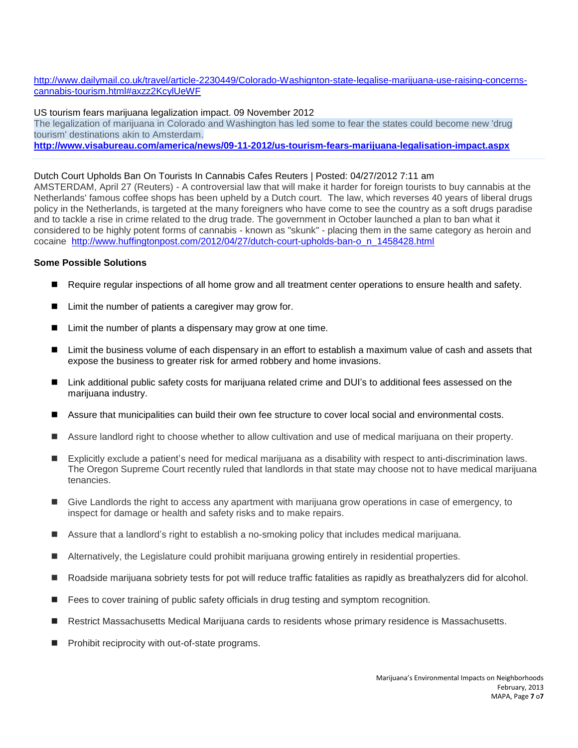http://www.dailymail.co.uk/travel/article-2230449/Colorado-Washignton-state-legalise-marijuana-use-raising-concerns-cannabis-tourism.html#axzz2KcylUeWF

US tourism fears marijuana legalization impact. 09 November 2012
The legalization of marijuana in Colorado and Washington has led some to fear the states could become new 'drug tourism' destinations akin to Amsterdam.
**http://www.visabureau.com/america/news/09-11-2012/us-tourism-fears-marijuana-legalisation-impact.aspx**

---

Dutch Court Upholds Ban On Tourists In Cannabis Cafes Reuters | Posted: 04/27/2012 7:11 am
AMSTERDAM, April 27 (Reuters) - A controversial law that will make it harder for foreign tourists to buy cannabis at the Netherlands' famous coffee shops has been upheld by a Dutch court. The law, which reverses 40 years of liberal drugs policy in the Netherlands, is targeted at the many foreigners who have come to see the country as a soft drugs paradise and to tackle a rise in crime related to the drug trade. The government in October launched a plan to ban what it considered to be highly potent forms of cannabis - known as "skunk" - placing them in the same category as heroin and cocaine http://www.huffingtonpost.com/2012/04/27/dutch-court-upholds-ban-o_n_1458428.html

**Some Possible Solutions**

- Require regular inspections of all home grow and all treatment center operations to ensure health and safety.
- Limit the number of patients a caregiver may grow for.
- Limit the number of plants a dispensary may grow at one time.
- Limit the business volume of each dispensary in an effort to establish a maximum value of cash and assets that expose the business to greater risk for armed robbery and home invasions.
- Link additional public safety costs for marijuana related crime and DUI's to additional fees assessed on the marijuana industry.
- Assure that municipalities can build their own fee structure to cover local social and environmental costs.
- Assure landlord right to choose whether to allow cultivation and use of medical marijuana on their property.
- Explicitly exclude a patient's need for medical marijuana as a disability with respect to anti-discrimination laws. The Oregon Supreme Court recently ruled that landlords in that state may choose not to have medical marijuana tenancies.
- Give Landlords the right to access any apartment with marijuana grow operations in case of emergency, to inspect for damage or health and safety risks and to make repairs.
- Assure that a landlord's right to establish a no-smoking policy that includes medical marijuana.
- Alternatively, the Legislature could prohibit marijuana growing entirely in residential properties.
- Roadside marijuana sobriety tests for pot will reduce traffic fatalities as rapidly as breathalyzers did for alcohol.
- Fees to cover training of public safety officials in drug testing and symptom recognition.
- Restrict Massachusetts Medical Marijuana cards to residents whose primary residence is Massachusetts.
- Prohibit reciprocity with out-of-state programs.